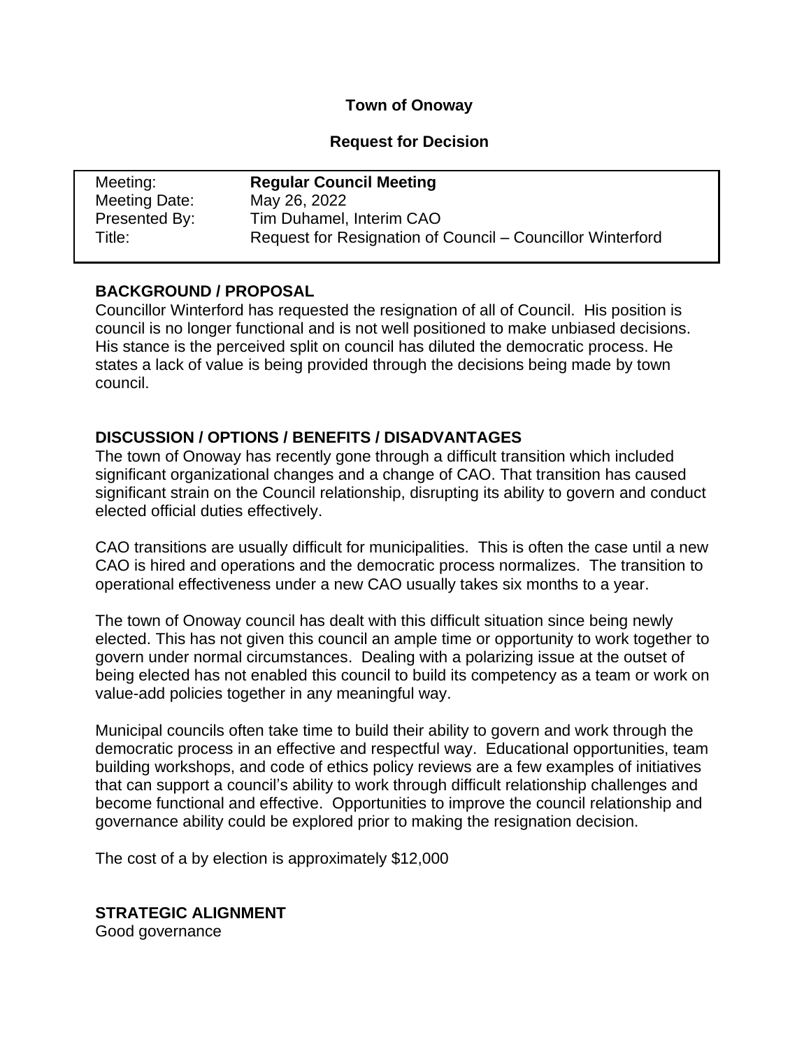**Town of Onoway**

**Request for Decision**

| | |
|---|---|
| Meeting: | **Regular Council Meeting** |
| Meeting Date: | May 26, 2022 |
| Presented By: | Tim Duhamel, Interim CAO |
| Title: | Request for Resignation of Council – Councillor Winterford |

**BACKGROUND / PROPOSAL**

Councillor Winterford has requested the resignation of all of Council. His position is council is no longer functional and is not well positioned to make unbiased decisions. His stance is the perceived split on council has diluted the democratic process. He states a lack of value is being provided through the decisions being made by town council.

**DISCUSSION / OPTIONS / BENEFITS / DISADVANTAGES**

The town of Onoway has recently gone through a difficult transition which included significant organizational changes and a change of CAO. That transition has caused significant strain on the Council relationship, disrupting its ability to govern and conduct elected official duties effectively.

CAO transitions are usually difficult for municipalities. This is often the case until a new CAO is hired and operations and the democratic process normalizes. The transition to operational effectiveness under a new CAO usually takes six months to a year.

The town of Onoway council has dealt with this difficult situation since being newly elected. This has not given this council an ample time or opportunity to work together to govern under normal circumstances. Dealing with a polarizing issue at the outset of being elected has not enabled this council to build its competency as a team or work on value-add policies together in any meaningful way.

Municipal councils often take time to build their ability to govern and work through the democratic process in an effective and respectful way. Educational opportunities, team building workshops, and code of ethics policy reviews are a few examples of initiatives that can support a council's ability to work through difficult relationship challenges and become functional and effective. Opportunities to improve the council relationship and governance ability could be explored prior to making the resignation decision.

The cost of a by election is approximately $12,000

**STRATEGIC ALIGNMENT**

Good governance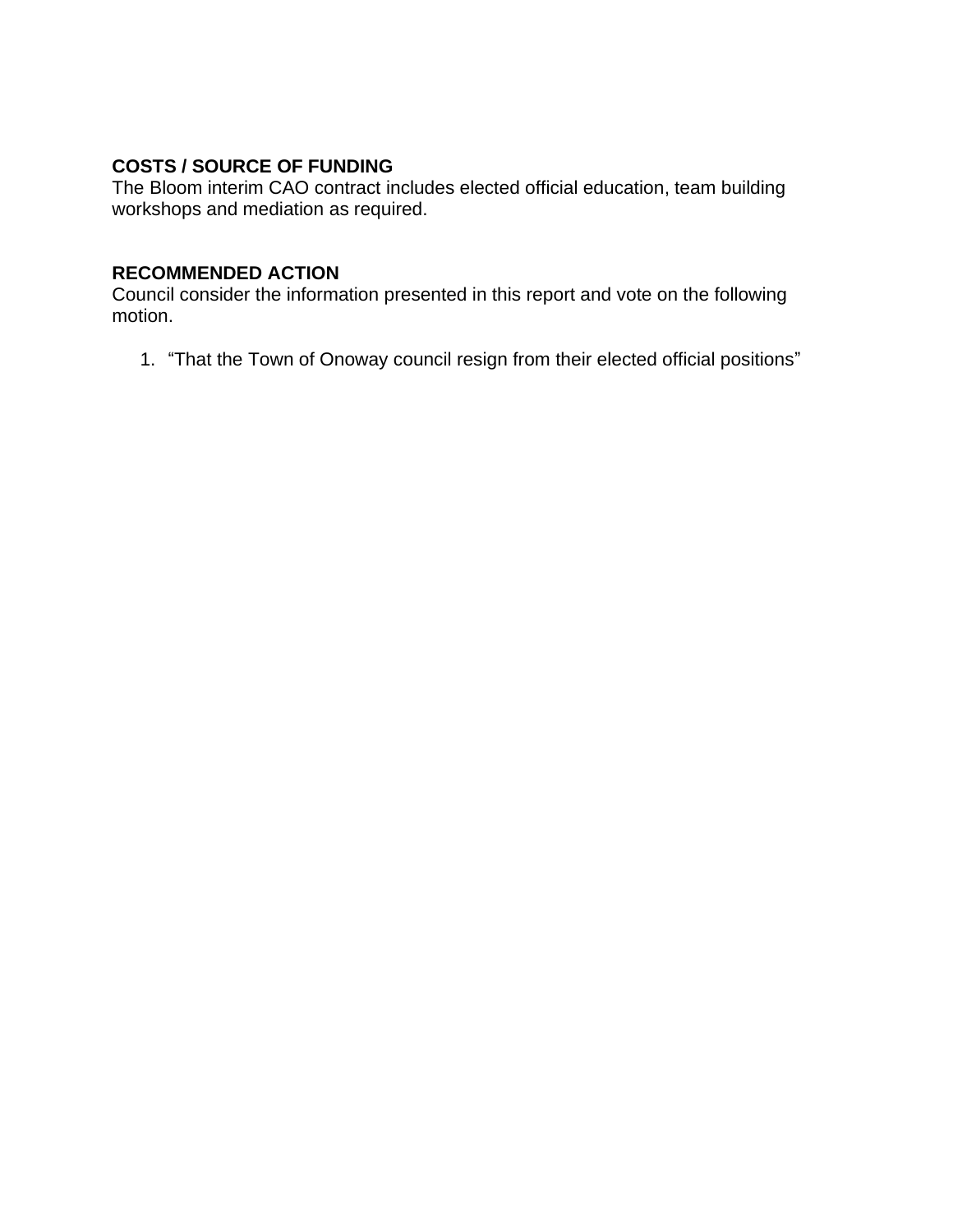**COSTS / SOURCE OF FUNDING**
The Bloom interim CAO contract includes elected official education, team building workshops and mediation as required.

**RECOMMENDED ACTION**
Council consider the information presented in this report and vote on the following motion.

1. "That the Town of Onoway council resign from their elected official positions"